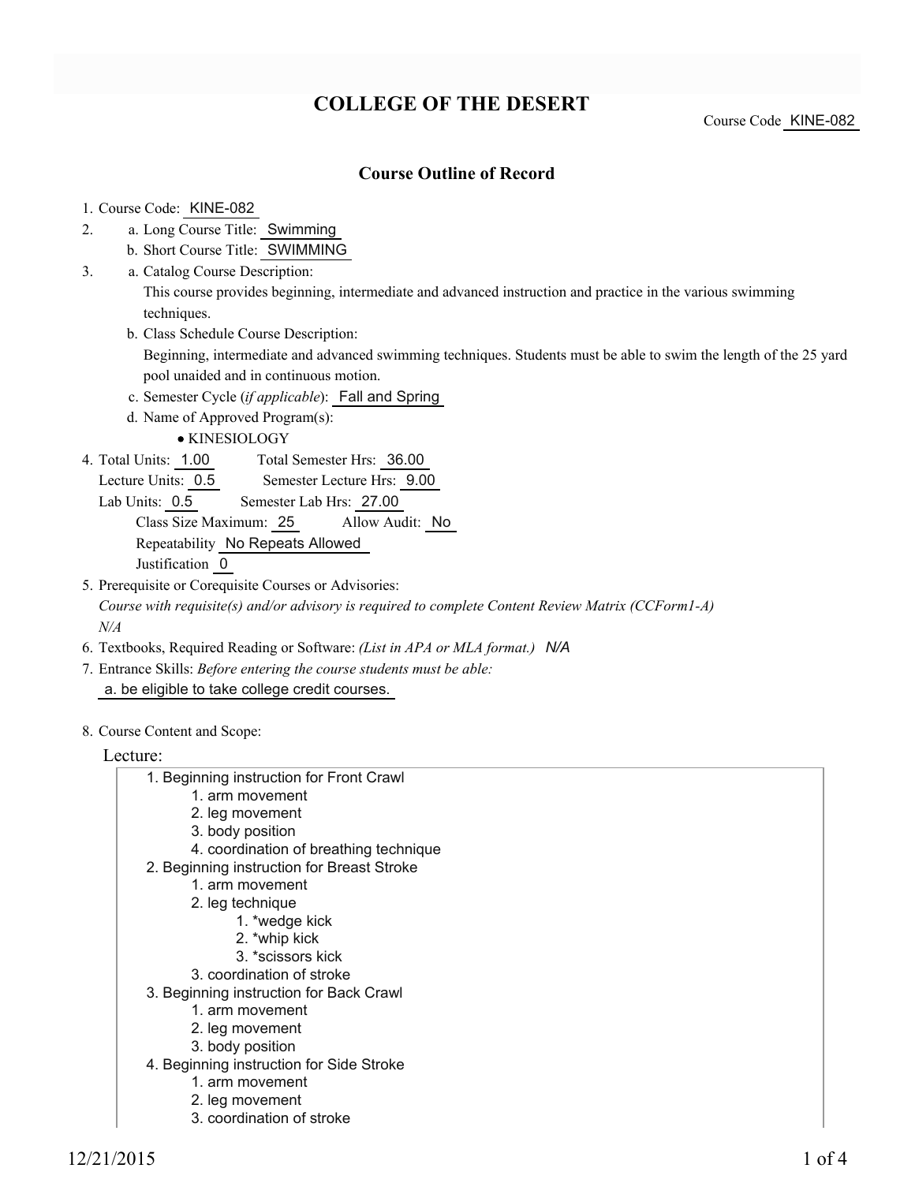# COLLEGE OF THE DESERT

Course Code KINE-082

## Course Outline of Record

1. Course Code: KINE-082
2. a. Long Course Title: Swimming
   b. Short Course Title: SWIMMING
3. a. Catalog Course Description:
   This course provides beginning, intermediate and advanced instruction and practice in the various swimming techniques.
   b. Class Schedule Course Description:
   Beginning, intermediate and advanced swimming techniques. Students must be able to swim the length of the 25 yard pool unaided and in continuous motion.
   c. Semester Cycle (*if applicable*): Fall and Spring
   d. Name of Approved Program(s):
      - KINESIOLOGY
4. Total Units: 1.00 Total Semester Hrs: 36.00
   Lecture Units: 0.5 Semester Lecture Hrs: 9.00
   Lab Units: 0.5 Semester Lab Hrs: 27.00
   Class Size Maximum: 25 Allow Audit: No
   Repeatability No Repeats Allowed
   Justification 0
5. Prerequisite or Corequisite Courses or Advisories:
   *Course with requisite(s) and/or advisory is required to complete Content Review Matrix (CCForm1-A)*
   *N/A*
6. Textbooks, Required Reading or Software: *(List in APA or MLA format.)* *N/A*
7. Entrance Skills: *Before entering the course students must be able:*
   a. be eligible to take college credit courses.
8. Course Content and Scope:

Lecture:

1. Beginning instruction for Front Crawl
   1. arm movement
   2. leg movement
   3. body position
   4. coordination of breathing technique
2. Beginning instruction for Breast Stroke
   1. arm movement
   2. leg technique
      1. *wedge kick
      2. *whip kick
      3. *scissors kick
   3. coordination of stroke
3. Beginning instruction for Back Crawl
   1. arm movement
   2. leg movement
   3. body position
4. Beginning instruction for Side Stroke
   1. arm movement
   2. leg movement
   3. coordination of stroke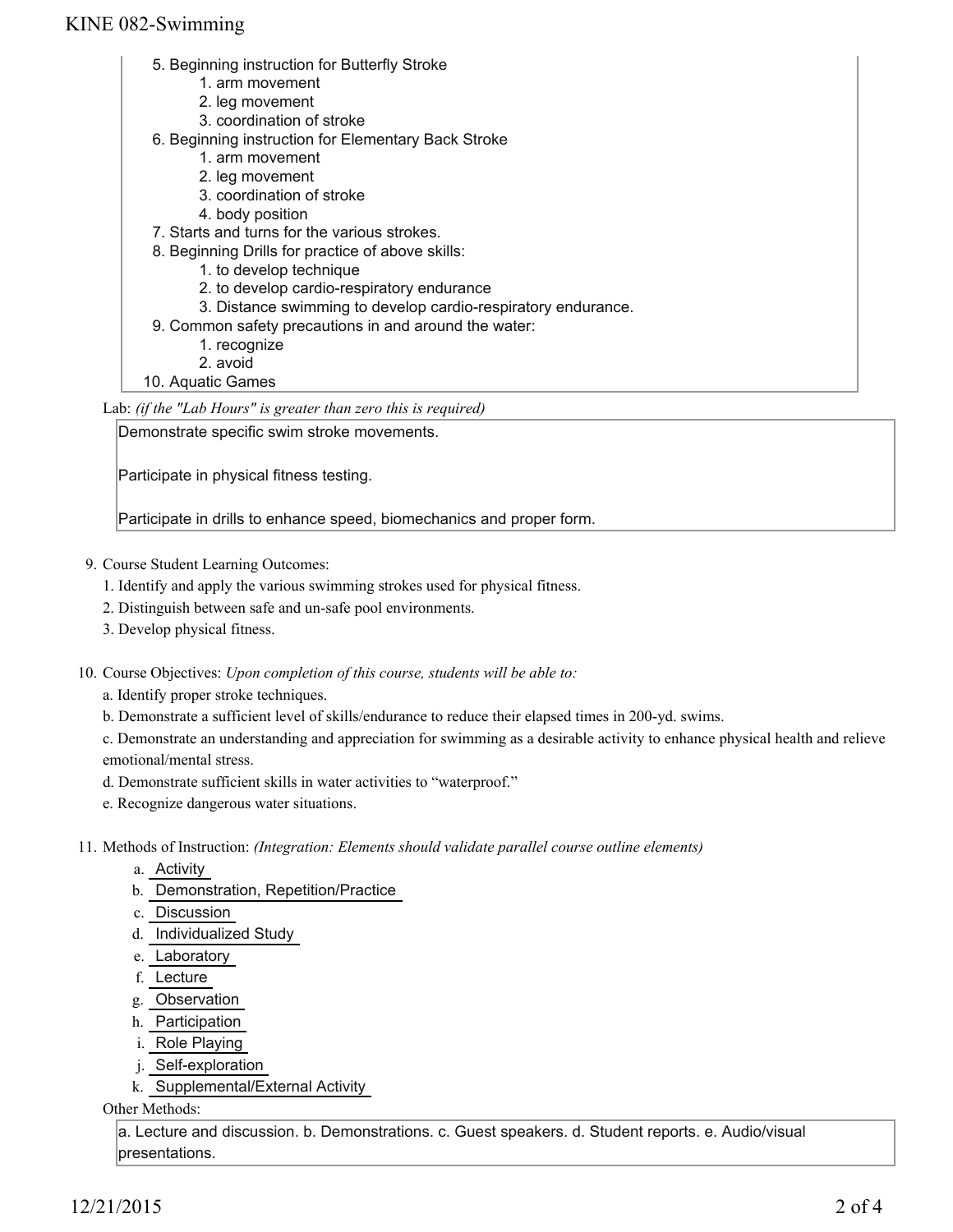5. Beginning instruction for Butterfly Stroke
    1. arm movement
    2. leg movement
    3. coordination of stroke
6. Beginning instruction for Elementary Back Stroke
    1. arm movement
    2. leg movement
    3. coordination of stroke
    4. body position
7. Starts and turns for the various strokes.
8. Beginning Drills for practice of above skills:
    1. to develop technique
    2. to develop cardio-respiratory endurance
    3. Distance swimming to develop cardio-respiratory endurance.
9. Common safety precautions in and around the water:
    1. recognize
    2. avoid
10. Aquatic Games

Lab: *(if the "Lab Hours" is greater than zero this is required)*

Demonstrate specific swim stroke movements.

Participate in physical fitness testing.

Participate in drills to enhance speed, biomechanics and proper form.

9. Course Student Learning Outcomes:

1. Identify and apply the various swimming strokes used for physical fitness.

2. Distinguish between safe and un-safe pool environments.

3. Develop physical fitness.

10. Course Objectives: *Upon completion of this course, students will be able to:*

a. Identify proper stroke techniques.

b. Demonstrate a sufficient level of skills/endurance to reduce their elapsed times in 200-yd. swims.

c. Demonstrate an understanding and appreciation for swimming as a desirable activity to enhance physical health and relieve emotional/mental stress.

d. Demonstrate sufficient skills in water activities to "waterproof."

e. Recognize dangerous water situations.

11. Methods of Instruction: *(Integration: Elements should validate parallel course outline elements)*

a. Activity
b. Demonstration, Repetition/Practice
c. Discussion
d. Individualized Study
e. Laboratory
f. Lecture
g. Observation
h. Participation
i. Role Playing
j. Self-exploration
k. Supplemental/External Activity

Other Methods:

a. Lecture and discussion. b. Demonstrations. c. Guest speakers. d. Student reports. e. Audio/visual presentations.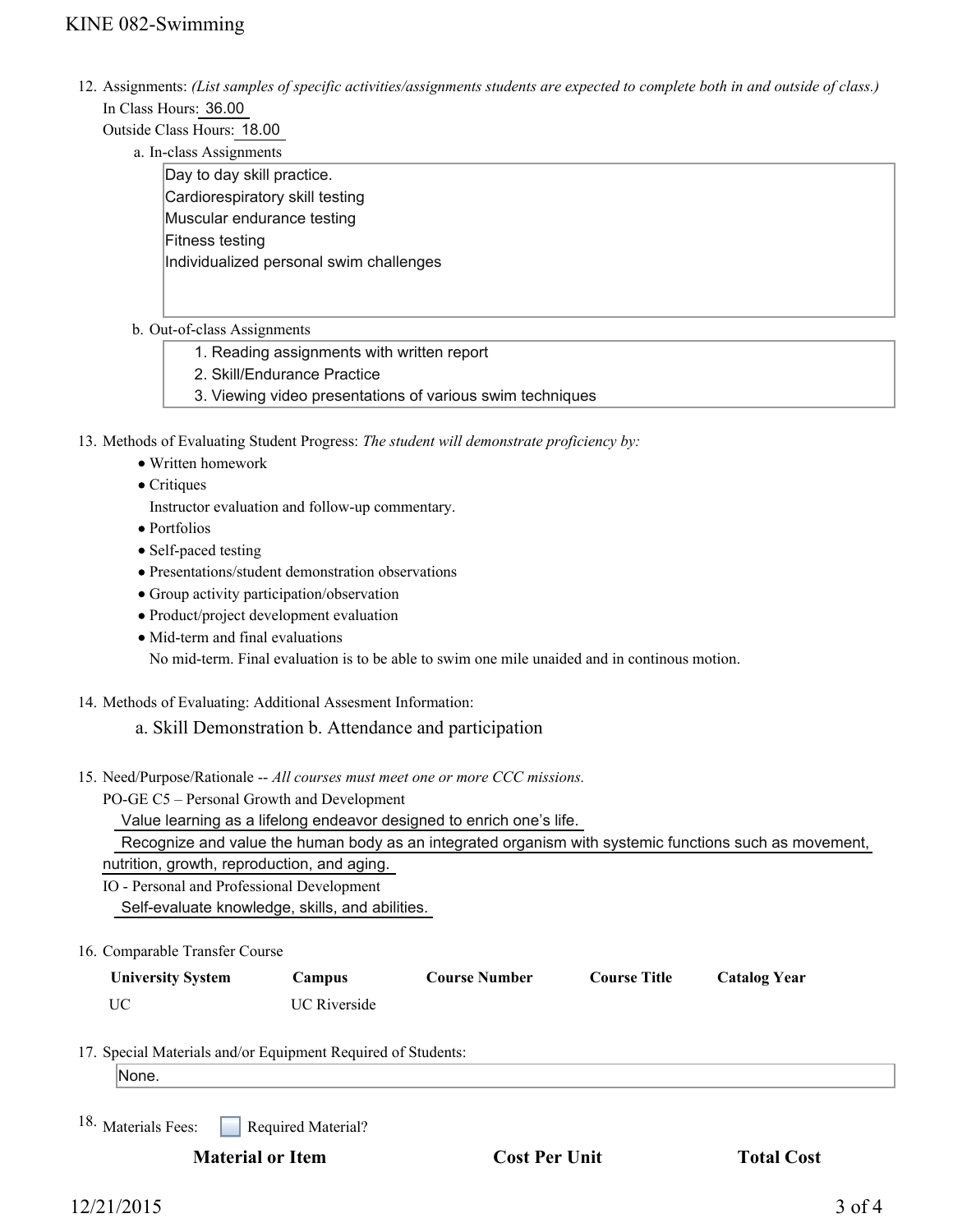12. Assignments: *(List samples of specific activities/assignments students are expected to complete both in and outside of class.)*
   In Class Hours: 36.00
   Outside Class Hours: 18.00

   a. In-class Assignments

   Day to day skill practice.
   Cardiorespiratory skill testing
   Muscular endurance testing
   Fitness testing
   Individualized personal swim challenges

   b. Out-of-class Assignments

   1. Reading assignments with written report
   2. Skill/Endurance Practice
   3. Viewing video presentations of various swim techniques

13. Methods of Evaluating Student Progress: *The student will demonstrate proficiency by:*
   - Written homework
   - Critiques
     Instructor evaluation and follow-up commentary.
   - Portfolios
   - Self-paced testing
   - Presentations/student demonstration observations
   - Group activity participation/observation
   - Product/project development evaluation
   - Mid-term and final evaluations
     No mid-term. Final evaluation is to be able to swim one mile unaided and in continous motion.

14. Methods of Evaluating: Additional Assesment Information:

   a. Skill Demonstration b. Attendance and participation

15. Need/Purpose/Rationale -- *All courses must meet one or more CCC missions.*
   PO-GE C5 – Personal Growth and Development
   Value learning as a lifelong endeavor designed to enrich one's life.
   Recognize and value the human body as an integrated organism with systemic functions such as movement, nutrition, growth, reproduction, and aging.
   IO - Personal and Professional Development
   Self-evaluate knowledge, skills, and abilities.

16. Comparable Transfer Course

| University System | Campus | Course Number | Course Title | Catalog Year |
|---|---|---|---|---|
| UC | UC Riverside | | | |

17. Special Materials and/or Equipment Required of Students:

   None.

18. Materials Fees: ☐ Required Material?

| Material or Item | Cost Per Unit | Total Cost |
|---|---|---|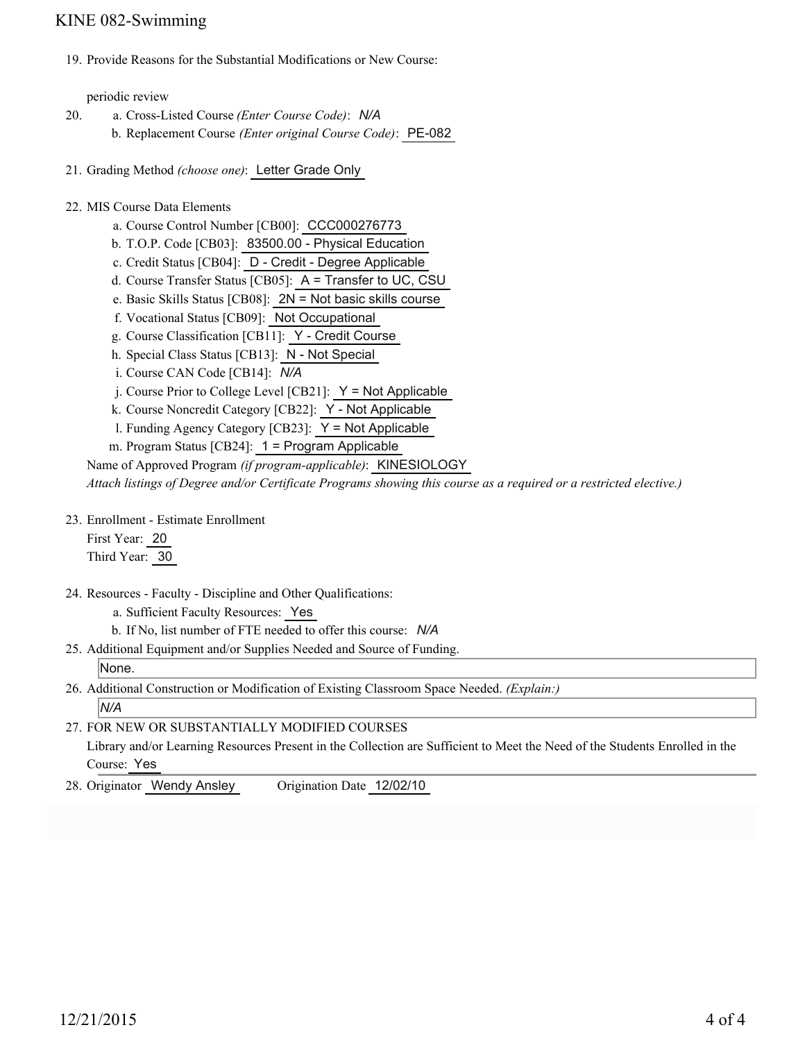19. Provide Reasons for the Substantial Modifications or New Course:

    periodic review

20. a. Cross-Listed Course *(Enter Course Code)*: *N/A*
    b. Replacement Course *(Enter original Course Code)*: PE-082

21. Grading Method *(choose one)*: Letter Grade Only

22. MIS Course Data Elements
    a. Course Control Number [CB00]: CCC000276773
    b. T.O.P. Code [CB03]: 83500.00 - Physical Education
    c. Credit Status [CB04]: D - Credit - Degree Applicable
    d. Course Transfer Status [CB05]: A = Transfer to UC, CSU
    e. Basic Skills Status [CB08]: 2N = Not basic skills course
    f. Vocational Status [CB09]: Not Occupational
    g. Course Classification [CB11]: Y - Credit Course
    h. Special Class Status [CB13]: N - Not Special
    i. Course CAN Code [CB14]: *N/A*
    j. Course Prior to College Level [CB21]: Y = Not Applicable
    k. Course Noncredit Category [CB22]: Y - Not Applicable
    l. Funding Agency Category [CB23]: Y = Not Applicable
    m. Program Status [CB24]: 1 = Program Applicable

    Name of Approved Program *(if program-applicable)*: KINESIOLOGY

    *Attach listings of Degree and/or Certificate Programs showing this course as a required or a restricted elective.)*

23. Enrollment - Estimate Enrollment

    First Year: 20

    Third Year: 30

24. Resources - Faculty - Discipline and Other Qualifications:
    a. Sufficient Faculty Resources: Yes
    b. If No, list number of FTE needed to offer this course: *N/A*

25. Additional Equipment and/or Supplies Needed and Source of Funding.

    None.

26. Additional Construction or Modification of Existing Classroom Space Needed. *(Explain:)*

    *N/A*

27. FOR NEW OR SUBSTANTIALLY MODIFIED COURSES

    Library and/or Learning Resources Present in the Collection are Sufficient to Meet the Need of the Students Enrolled in the Course: Yes

28. Originator Wendy Ansley     Origination Date 12/02/10